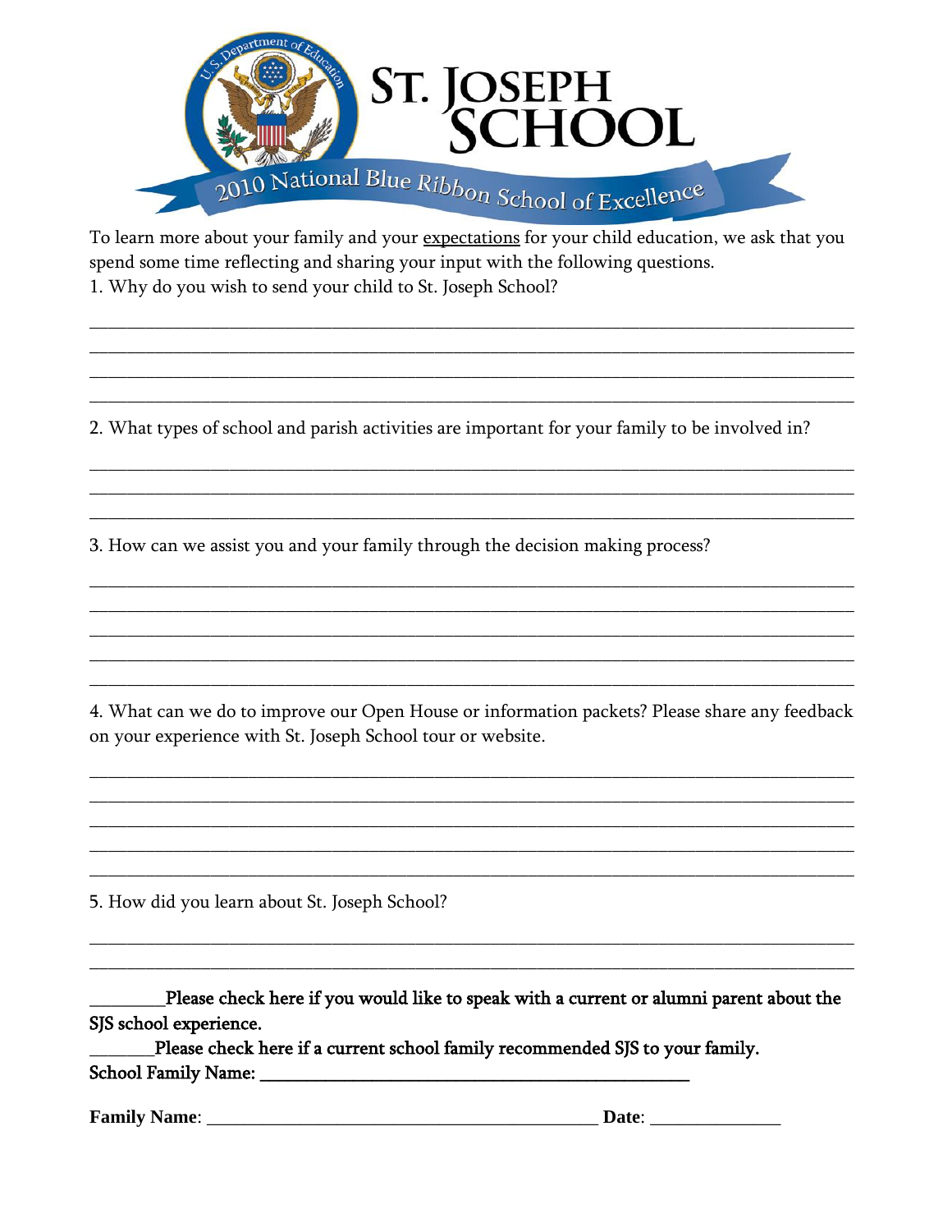# ST. JOSEPH SCHOOL

2010 National Blue Ribbon School of Excellence

To learn more about your family and your <u>expectations</u> for your child education, we ask that you spend some time reflecting and sharing your input with the following questions.

1. Why do you wish to send your child to St. Joseph School?

______________________________________________________________________________
______________________________________________________________________________
______________________________________________________________________________
______________________________________________________________________________

2. What types of school and parish activities are important for your family to be involved in?

______________________________________________________________________________
______________________________________________________________________________
______________________________________________________________________________

3. How can we assist you and your family through the decision making process?

______________________________________________________________________________
______________________________________________________________________________
______________________________________________________________________________
______________________________________________________________________________
______________________________________________________________________________

4. What can we do to improve our Open House or information packets? Please share any feedback on your experience with St. Joseph School tour or website.

______________________________________________________________________________
______________________________________________________________________________
______________________________________________________________________________
______________________________________________________________________________
______________________________________________________________________________

5. How did you learn about St. Joseph School?

______________________________________________________________________________
______________________________________________________________________________

________Please check here if you would like to speak with a current or alumni parent about the SJS school experience.

_______Please check here if a current school family recommended SJS to your family.

School Family Name: ________________________________________________

**Family Name**: ___________________________________________ **Date**: ______________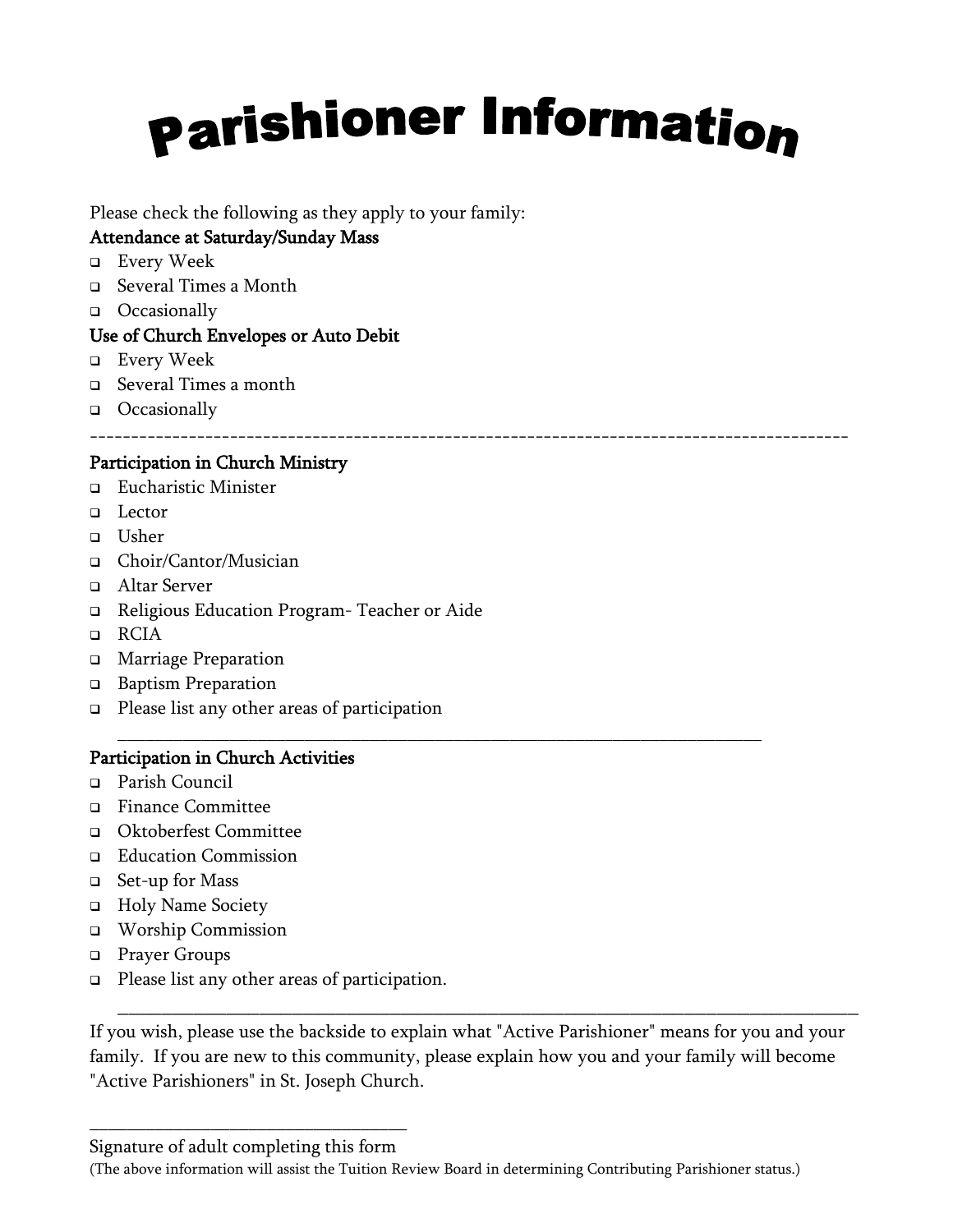# Parishioner Information

Please check the following as they apply to your family:

**Attendance at Saturday/Sunday Mass**

- ☐ Every Week
- ☐ Several Times a Month
- ☐ Occasionally

**Use of Church Envelopes or Auto Debit**

- ☐ Every Week
- ☐ Several Times a month
- ☐ Occasionally

-----------------------------------------------------------------------------------------

**Participation in Church Ministry**

- ☐ Eucharistic Minister
- ☐ Lector
- ☐ Usher
- ☐ Choir/Cantor/Musician
- ☐ Altar Server
- ☐ Religious Education Program- Teacher or Aide
- ☐ RCIA
- ☐ Marriage Preparation
- ☐ Baptism Preparation
- ☐ Please list any other areas of participation

  ______________________________________________________________________

**Participation in Church Activities**

- ☐ Parish Council
- ☐ Finance Committee
- ☐ Oktoberfest Committee
- ☐ Education Commission
- ☐ Set-up for Mass
- ☐ Holy Name Society
- ☐ Worship Commission
- ☐ Prayer Groups
- ☐ Please list any other areas of participation.

  ______________________________________________________________________________

If you wish, please use the backside to explain what "Active Parishioner" means for you and your family. If you are new to this community, please explain how you and your family will become "Active Parishioners" in St. Joseph Church.

________________________________

Signature of adult completing this form

(The above information will assist the Tuition Review Board in determining Contributing Parishioner status.)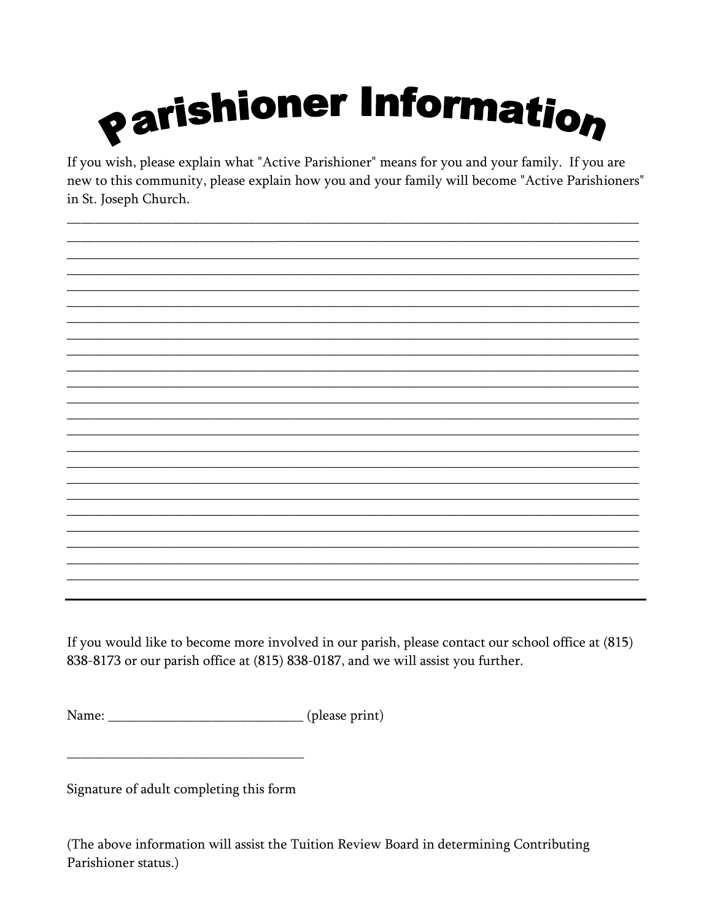# Parishioner Information

If you wish, please explain what "Active Parishioner" means for you and your family. If you are new to this community, please explain how you and your family will become "Active Parishioners" in St. Joseph Church.

_______________________________________________________________________________
_______________________________________________________________________________
_______________________________________________________________________________
_______________________________________________________________________________
_______________________________________________________________________________
_______________________________________________________________________________
_______________________________________________________________________________
_______________________________________________________________________________
_______________________________________________________________________________
_______________________________________________________________________________
_______________________________________________________________________________
_______________________________________________________________________________
_______________________________________________________________________________
_______________________________________________________________________________
_______________________________________________________________________________
_______________________________________________________________________________
_______________________________________________________________________________
_______________________________________________________________________________
_______________________________________________________________________________
_______________________________________________________________________________
_______________________________________________________________________________
_______________________________________________________________________________
_______________________________________________________________________________
_______________________________________________________________________________

If you would like to become more involved in our parish, please contact our school office at (815) 838-8173 or our parish office at (815) 838-0187, and we will assist you further.

Name: ____________________________ (please print)

__________________________________

Signature of adult completing this form

(The above information will assist the Tuition Review Board in determining Contributing Parishioner status.)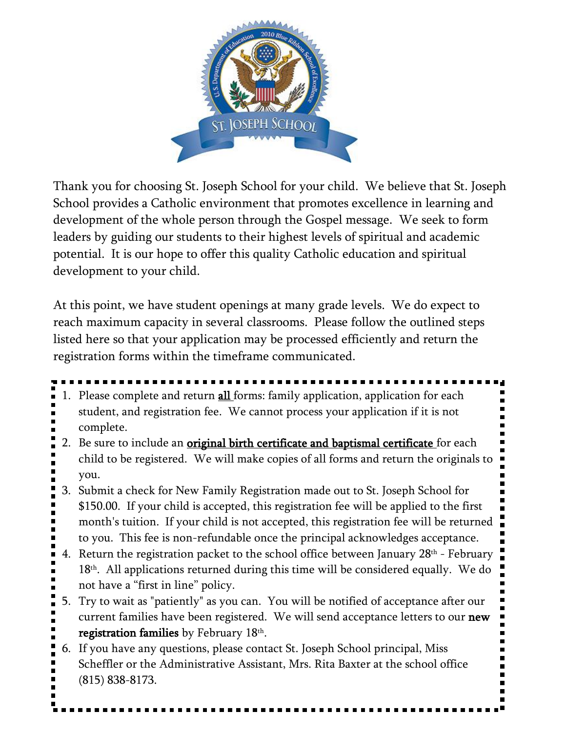Thank you for choosing St. Joseph School for your child. We believe that St. Joseph School provides a Catholic environment that promotes excellence in learning and development of the whole person through the Gospel message. We seek to form leaders by guiding our students to their highest levels of spiritual and academic potential. It is our hope to offer this quality Catholic education and spiritual development to your child.

At this point, we have student openings at many grade levels. We do expect to reach maximum capacity in several classrooms. Please follow the outlined steps listed here so that your application may be processed efficiently and return the registration forms within the timeframe communicated.

1. Please complete and return **all** forms: family application, application for each student, and registration fee. We cannot process your application if it is not complete.
2. Be sure to include an **original birth certificate and baptismal certificate** for each child to be registered. We will make copies of all forms and return the originals to you.
3. Submit a check for New Family Registration made out to St. Joseph School for $150.00. If your child is accepted, this registration fee will be applied to the first month's tuition. If your child is not accepted, this registration fee will be returned to you. This fee is non-refundable once the principal acknowledges acceptance.
4. Return the registration packet to the school office between January 28th - February 18th. All applications returned during this time will be considered equally. We do not have a "first in line" policy.
5. Try to wait as "patiently" as you can. You will be notified of acceptance after our current families have been registered. We will send acceptance letters to our **new registration families** by February 18th.
6. If you have any questions, please contact St. Joseph School principal, Miss Scheffler or the Administrative Assistant, Mrs. Rita Baxter at the school office (815) 838-8173.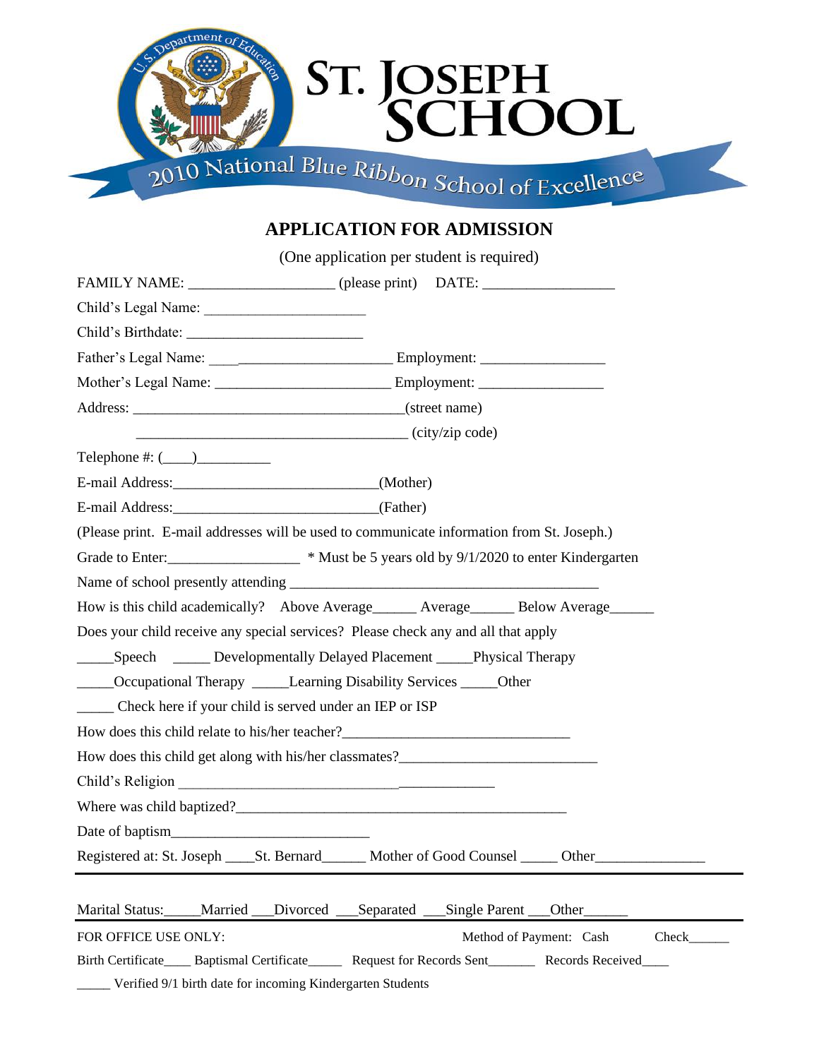U.S. Department of Education

# ST. JOSEPH SCHOOL

2010 National Blue Ribbon School of Excellence

## APPLICATION FOR ADMISSION

(One application per student is required)

FAMILY NAME: ___________________ (please print) DATE: _________________

Child's Legal Name: _____________________

Child's Birthdate: _______________________

Father's Legal Name: ________________________ Employment: ________________

Mother's Legal Name: _______________________ Employment: ________________

Address: ____________________________________(street name)

____________________________________ (city/zip code)

Telephone #: (____)_________

E-mail Address:___________________________(Mother)

E-mail Address:___________________________(Father)

(Please print. E-mail addresses will be used to communicate information from St. Joseph.)

Grade to Enter:_________________ * Must be 5 years old by 9/1/2020 to enter Kindergarten

Name of school presently attending _________________________________________

How is this child academically? Above Average______ Average______ Below Average______

Does your child receive any special services? Please check any and all that apply

_____Speech _____ Developmentally Delayed Placement _____Physical Therapy

_____Occupational Therapy _____Learning Disability Services _____Other

_____ Check here if your child is served under an IEP or ISP

How does this child relate to his/her teacher?_______________________________

How does this child get along with his/her classmates?__________________________

Child's Religion ___________________________________________

Where was child baptized?_____________________________________________

Date of baptism__________________________

Registered at: St. Joseph ____St. Bernard______ Mother of Good Counsel _____ Other______________

---

Marital Status:_____Married ___Divorced ___Separated ___Single Parent ___Other______

---

FOR OFFICE USE ONLY: Method of Payment: Cash Check______

Birth Certificate____ Baptismal Certificate_____ Request for Records Sent_______ Records Received____

_____ Verified 9/1 birth date for incoming Kindergarten Students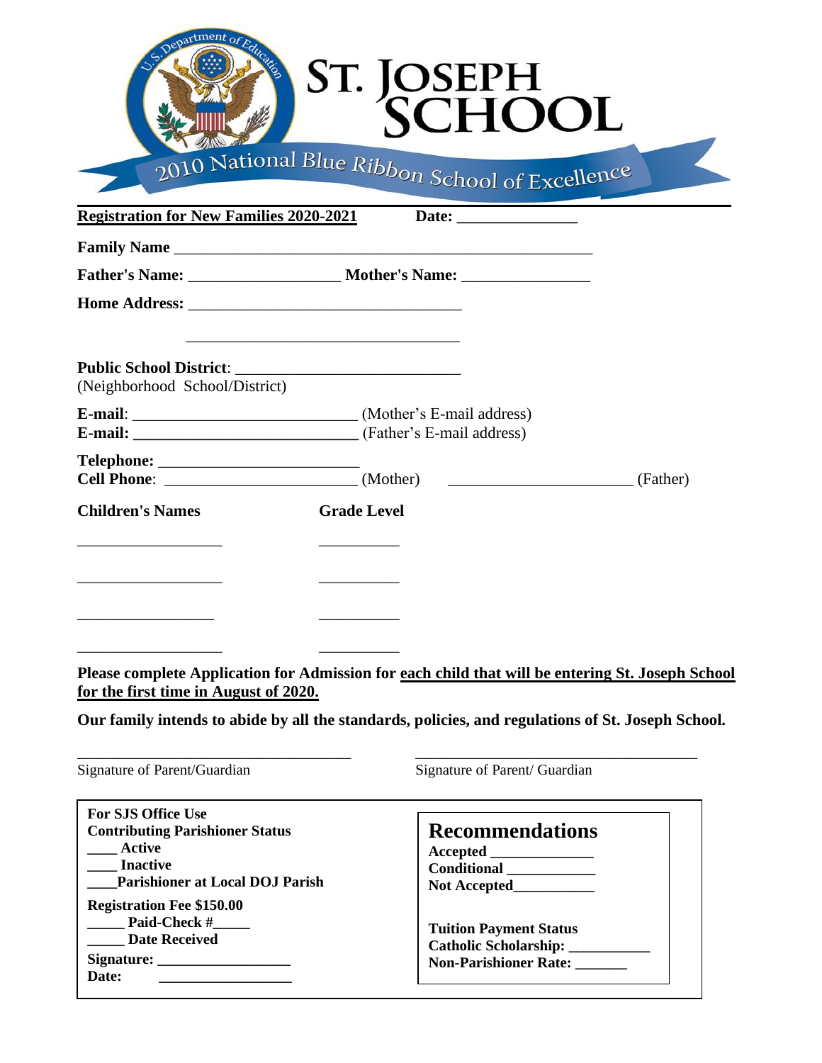# ST. JOSEPH SCHOOL

U.S. Department of Education

2010 National Blue Ribbon School of Excellence

**Registration for New Families 2020-2021** **Date: ______________**

**Family Name** ______________________________________________________

**Father's Name:** __________________ **Mother's Name:** _______________

**Home Address:** __________________________________

__________________________________

**Public School District**: ___________________________

(Neighborhood School/District)

**E-mail**: ___________________________ (Mother's E-mail address)

**E-mail:** ___________________________ (Father's E-mail address)

**Telephone:** _________________________

**Cell Phone**: _______________________ (Mother) _______________________ (Father)

| **Children's Names** | **Grade Level** |
|---|---|
| __________________ | __________ |
| __________________ | __________ |
| _________________ | __________ |
| __________________ | __________ |

**Please complete Application for Admission for <u>each child that will be entering St. Joseph School for the first time in August of 2020.</u>**

**Our family intends to abide by all the standards, policies, and regulations of St. Joseph School.**

___________________________________ ____________________________________

Signature of Parent/Guardian Signature of Parent/ Guardian

**For SJS Office Use**

**Contributing Parishioner Status**

____ **Active**

____ **Inactive**

____**Parishioner at Local DOJ Parish**

**Registration Fee $150.00**

_____ **Paid-Check #**_____

_____ **Date Received**

**Signature:** _________________

**Date:** _________________

## Recommendations

**Accepted** _____________

**Conditional** ___________

**Not Accepted**__________

**Tuition Payment Status**

**Catholic Scholarship:** ___________

**Non-Parishioner Rate:** _______